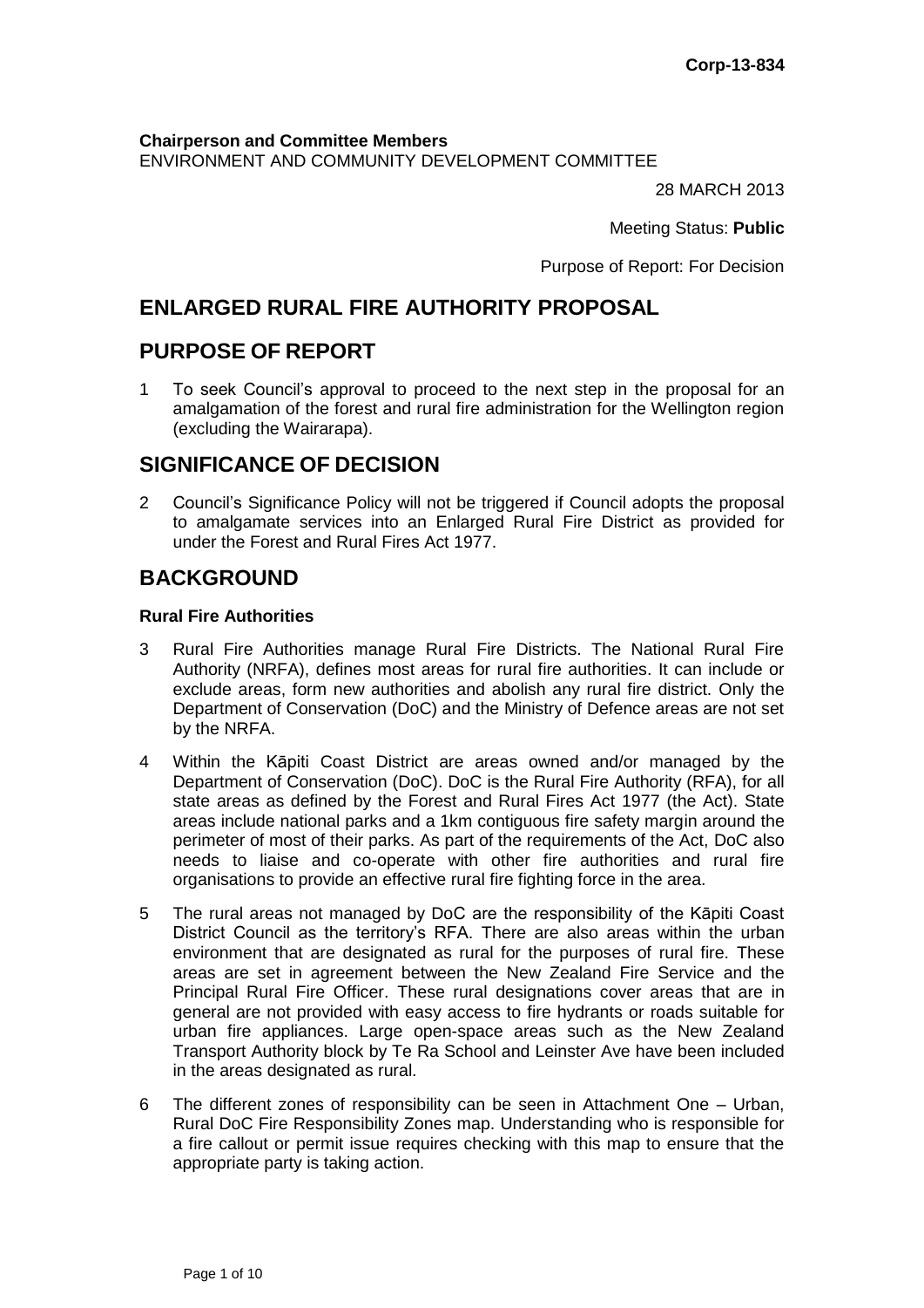**Corp-13-834**

**Chairperson and Committee Members**
ENVIRONMENT AND COMMUNITY DEVELOPMENT COMMITTEE

28 MARCH 2013

Meeting Status: **Public**

Purpose of Report: For Decision

# ENLARGED RURAL FIRE AUTHORITY PROPOSAL

## PURPOSE OF REPORT

1 To seek Council's approval to proceed to the next step in the proposal for an amalgamation of the forest and rural fire administration for the Wellington region (excluding the Wairarapa).

## SIGNIFICANCE OF DECISION

2 Council's Significance Policy will not be triggered if Council adopts the proposal to amalgamate services into an Enlarged Rural Fire District as provided for under the Forest and Rural Fires Act 1977.

## BACKGROUND

### Rural Fire Authorities

3 Rural Fire Authorities manage Rural Fire Districts. The National Rural Fire Authority (NRFA), defines most areas for rural fire authorities. It can include or exclude areas, form new authorities and abolish any rural fire district. Only the Department of Conservation (DoC) and the Ministry of Defence areas are not set by the NRFA.

4 Within the Kāpiti Coast District are areas owned and/or managed by the Department of Conservation (DoC). DoC is the Rural Fire Authority (RFA), for all state areas as defined by the Forest and Rural Fires Act 1977 (the Act). State areas include national parks and a 1km contiguous fire safety margin around the perimeter of most of their parks. As part of the requirements of the Act, DoC also needs to liaise and co-operate with other fire authorities and rural fire organisations to provide an effective rural fire fighting force in the area.

5 The rural areas not managed by DoC are the responsibility of the Kāpiti Coast District Council as the territory's RFA. There are also areas within the urban environment that are designated as rural for the purposes of rural fire. These areas are set in agreement between the New Zealand Fire Service and the Principal Rural Fire Officer. These rural designations cover areas that are in general are not provided with easy access to fire hydrants or roads suitable for urban fire appliances. Large open-space areas such as the New Zealand Transport Authority block by Te Ra School and Leinster Ave have been included in the areas designated as rural.

6 The different zones of responsibility can be seen in Attachment One – Urban, Rural DoC Fire Responsibility Zones map. Understanding who is responsible for a fire callout or permit issue requires checking with this map to ensure that the appropriate party is taking action.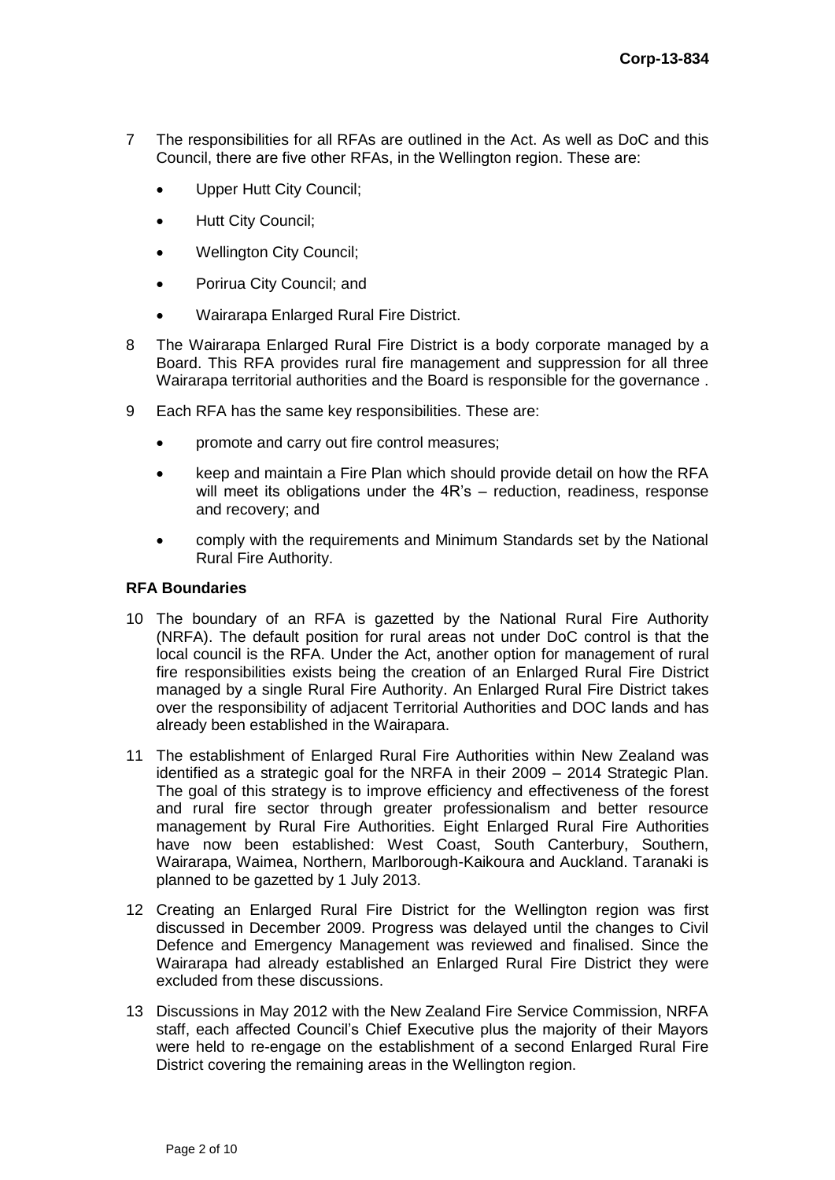7 The responsibilities for all RFAs are outlined in the Act. As well as DoC and this Council, there are five other RFAs, in the Wellington region. These are:

- Upper Hutt City Council;
- Hutt City Council;
- Wellington City Council;
- Porirua City Council; and
- Wairarapa Enlarged Rural Fire District.

8 The Wairarapa Enlarged Rural Fire District is a body corporate managed by a Board. This RFA provides rural fire management and suppression for all three Wairarapa territorial authorities and the Board is responsible for the governance .

9 Each RFA has the same key responsibilities. These are:

- promote and carry out fire control measures;
- keep and maintain a Fire Plan which should provide detail on how the RFA will meet its obligations under the 4R's – reduction, readiness, response and recovery; and
- comply with the requirements and Minimum Standards set by the National Rural Fire Authority.

**RFA Boundaries**

10 The boundary of an RFA is gazetted by the National Rural Fire Authority (NRFA). The default position for rural areas not under DoC control is that the local council is the RFA. Under the Act, another option for management of rural fire responsibilities exists being the creation of an Enlarged Rural Fire District managed by a single Rural Fire Authority. An Enlarged Rural Fire District takes over the responsibility of adjacent Territorial Authorities and DOC lands and has already been established in the Wairapara.

11 The establishment of Enlarged Rural Fire Authorities within New Zealand was identified as a strategic goal for the NRFA in their 2009 – 2014 Strategic Plan. The goal of this strategy is to improve efficiency and effectiveness of the forest and rural fire sector through greater professionalism and better resource management by Rural Fire Authorities. Eight Enlarged Rural Fire Authorities have now been established: West Coast, South Canterbury, Southern, Wairarapa, Waimea, Northern, Marlborough-Kaikoura and Auckland. Taranaki is planned to be gazetted by 1 July 2013.

12 Creating an Enlarged Rural Fire District for the Wellington region was first discussed in December 2009. Progress was delayed until the changes to Civil Defence and Emergency Management was reviewed and finalised. Since the Wairarapa had already established an Enlarged Rural Fire District they were excluded from these discussions.

13 Discussions in May 2012 with the New Zealand Fire Service Commission, NRFA staff, each affected Council's Chief Executive plus the majority of their Mayors were held to re-engage on the establishment of a second Enlarged Rural Fire District covering the remaining areas in the Wellington region.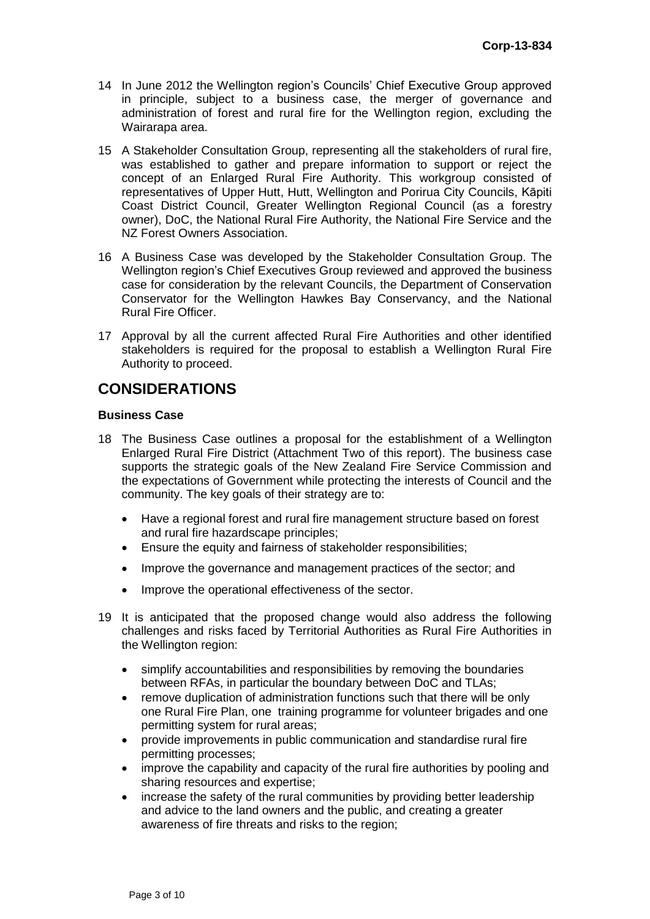14 In June 2012 the Wellington region's Councils' Chief Executive Group approved in principle, subject to a business case, the merger of governance and administration of forest and rural fire for the Wellington region, excluding the Wairarapa area.

15 A Stakeholder Consultation Group, representing all the stakeholders of rural fire, was established to gather and prepare information to support or reject the concept of an Enlarged Rural Fire Authority. This workgroup consisted of representatives of Upper Hutt, Hutt, Wellington and Porirua City Councils, Kāpiti Coast District Council, Greater Wellington Regional Council (as a forestry owner), DoC, the National Rural Fire Authority, the National Fire Service and the NZ Forest Owners Association.

16 A Business Case was developed by the Stakeholder Consultation Group. The Wellington region's Chief Executives Group reviewed and approved the business case for consideration by the relevant Councils, the Department of Conservation Conservator for the Wellington Hawkes Bay Conservancy, and the National Rural Fire Officer.

17 Approval by all the current affected Rural Fire Authorities and other identified stakeholders is required for the proposal to establish a Wellington Rural Fire Authority to proceed.

## CONSIDERATIONS

### Business Case

18 The Business Case outlines a proposal for the establishment of a Wellington Enlarged Rural Fire District (Attachment Two of this report). The business case supports the strategic goals of the New Zealand Fire Service Commission and the expectations of Government while protecting the interests of Council and the community. The key goals of their strategy are to:

- Have a regional forest and rural fire management structure based on forest and rural fire hazardscape principles;
- Ensure the equity and fairness of stakeholder responsibilities;
- Improve the governance and management practices of the sector; and
- Improve the operational effectiveness of the sector.

19 It is anticipated that the proposed change would also address the following challenges and risks faced by Territorial Authorities as Rural Fire Authorities in the Wellington region:

- simplify accountabilities and responsibilities by removing the boundaries between RFAs, in particular the boundary between DoC and TLAs;
- remove duplication of administration functions such that there will be only one Rural Fire Plan, one training programme for volunteer brigades and one permitting system for rural areas;
- provide improvements in public communication and standardise rural fire permitting processes;
- improve the capability and capacity of the rural fire authorities by pooling and sharing resources and expertise;
- increase the safety of the rural communities by providing better leadership and advice to the land owners and the public, and creating a greater awareness of fire threats and risks to the region;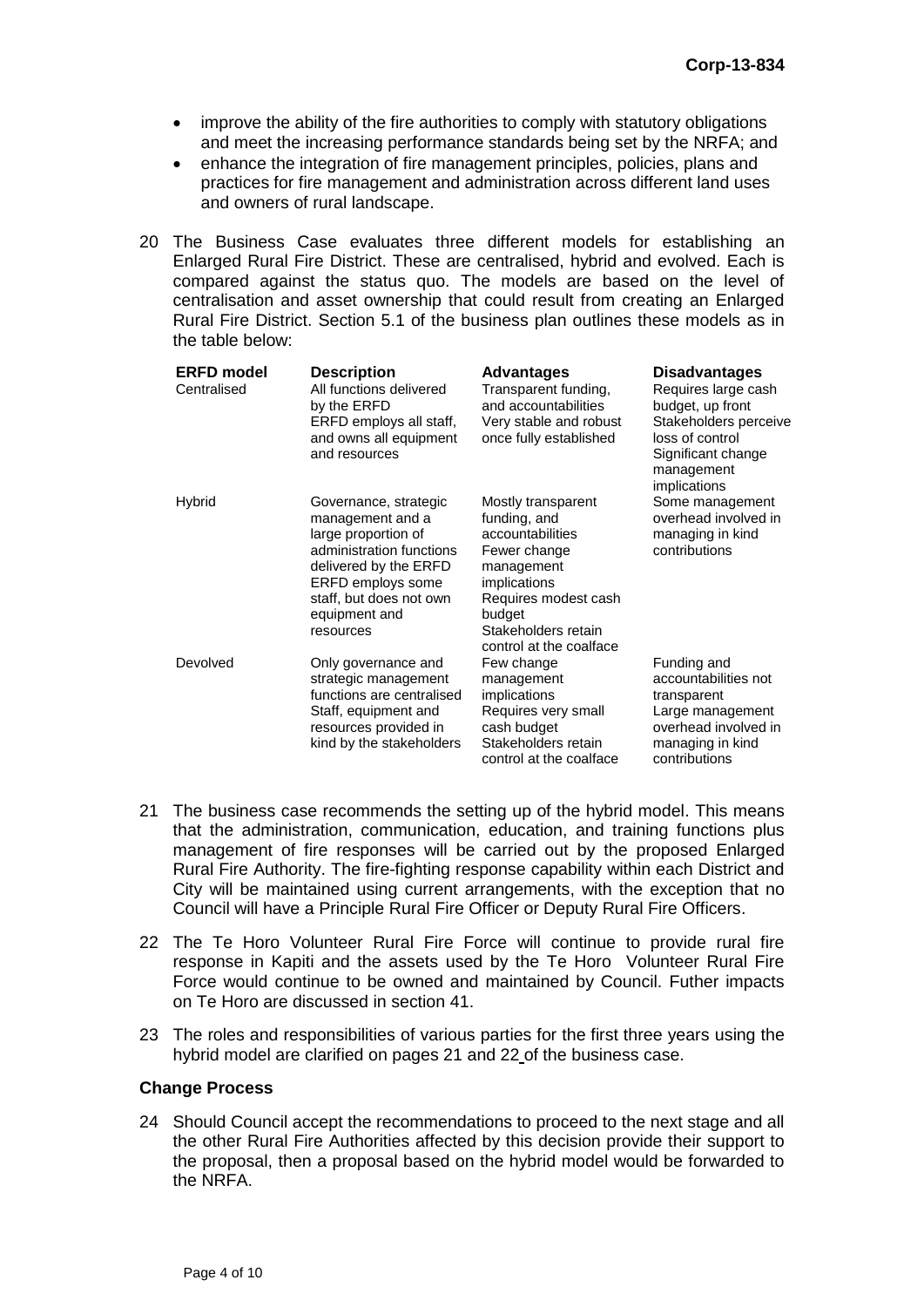- improve the ability of the fire authorities to comply with statutory obligations and meet the increasing performance standards being set by the NRFA; and
- enhance the integration of fire management principles, policies, plans and practices for fire management and administration across different land uses and owners of rural landscape.

20 The Business Case evaluates three different models for establishing an Enlarged Rural Fire District. These are centralised, hybrid and evolved. Each is compared against the status quo. The models are based on the level of centralisation and asset ownership that could result from creating an Enlarged Rural Fire District. Section 5.1 of the business plan outlines these models as in the table below:

| ERFD model | Description | Advantages | Disadvantages |
|---|---|---|---|
| Centralised | All functions delivered by the ERFD<br>ERFD employs all staff, and owns all equipment and resources | Transparent funding, and accountabilities<br>Very stable and robust once fully established | Requires large cash budget, up front<br>Stakeholders perceive loss of control<br>Significant change management implications |
| Hybrid | Governance, strategic management and a large proportion of administration functions delivered by the ERFD<br>ERFD employs some staff, but does not own equipment and resources | Mostly transparent funding, and accountabilities<br>Fewer change management implications<br>Requires modest cash budget<br>Stakeholders retain control at the coalface | Some management overhead involved in managing in kind contributions |
| Devolved | Only governance and strategic management functions are centralised<br>Staff, equipment and resources provided in kind by the stakeholders | Few change management implications<br>Requires very small cash budget<br>Stakeholders retain control at the coalface | Funding and accountabilities not transparent<br>Large management overhead involved in managing in kind contributions |

21 The business case recommends the setting up of the hybrid model. This means that the administration, communication, education, and training functions plus management of fire responses will be carried out by the proposed Enlarged Rural Fire Authority. The fire-fighting response capability within each District and City will be maintained using current arrangements, with the exception that no Council will have a Principle Rural Fire Officer or Deputy Rural Fire Officers.

22 The Te Horo Volunteer Rural Fire Force will continue to provide rural fire response in Kapiti and the assets used by the Te Horo Volunteer Rural Fire Force would continue to be owned and maintained by Council. Futher impacts on Te Horo are discussed in section 41.

23 The roles and responsibilities of various parties for the first three years using the hybrid model are clarified on pages 21 and 22 of the business case.

**Change Process**

24 Should Council accept the recommendations to proceed to the next stage and all the other Rural Fire Authorities affected by this decision provide their support to the proposal, then a proposal based on the hybrid model would be forwarded to the NRFA.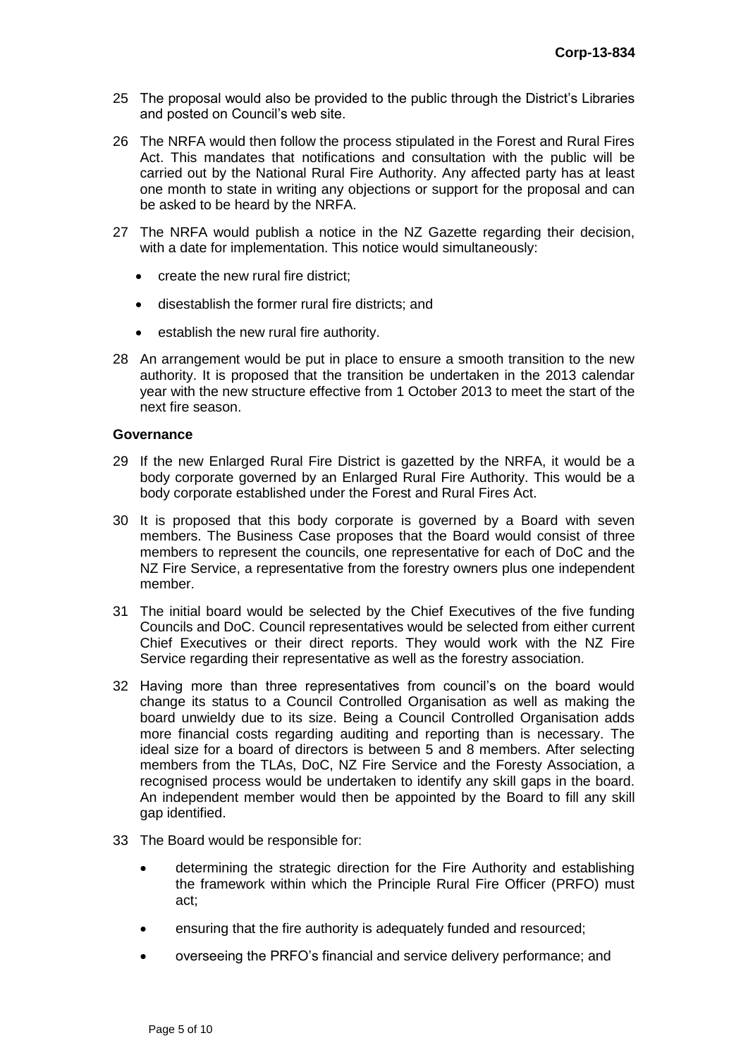25 The proposal would also be provided to the public through the District's Libraries and posted on Council's web site.

26 The NRFA would then follow the process stipulated in the Forest and Rural Fires Act. This mandates that notifications and consultation with the public will be carried out by the National Rural Fire Authority. Any affected party has at least one month to state in writing any objections or support for the proposal and can be asked to be heard by the NRFA.

27 The NRFA would publish a notice in the NZ Gazette regarding their decision, with a date for implementation. This notice would simultaneously:

- create the new rural fire district;
- disestablish the former rural fire districts; and
- establish the new rural fire authority.

28 An arrangement would be put in place to ensure a smooth transition to the new authority. It is proposed that the transition be undertaken in the 2013 calendar year with the new structure effective from 1 October 2013 to meet the start of the next fire season.

**Governance**

29 If the new Enlarged Rural Fire District is gazetted by the NRFA, it would be a body corporate governed by an Enlarged Rural Fire Authority. This would be a body corporate established under the Forest and Rural Fires Act.

30 It is proposed that this body corporate is governed by a Board with seven members. The Business Case proposes that the Board would consist of three members to represent the councils, one representative for each of DoC and the NZ Fire Service, a representative from the forestry owners plus one independent member.

31 The initial board would be selected by the Chief Executives of the five funding Councils and DoC. Council representatives would be selected from either current Chief Executives or their direct reports. They would work with the NZ Fire Service regarding their representative as well as the forestry association.

32 Having more than three representatives from council's on the board would change its status to a Council Controlled Organisation as well as making the board unwieldy due to its size. Being a Council Controlled Organisation adds more financial costs regarding auditing and reporting than is necessary. The ideal size for a board of directors is between 5 and 8 members. After selecting members from the TLAs, DoC, NZ Fire Service and the Foresty Association, a recognised process would be undertaken to identify any skill gaps in the board. An independent member would then be appointed by the Board to fill any skill gap identified.

33 The Board would be responsible for:

- determining the strategic direction for the Fire Authority and establishing the framework within which the Principle Rural Fire Officer (PRFO) must act;
- ensuring that the fire authority is adequately funded and resourced;
- overseeing the PRFO's financial and service delivery performance; and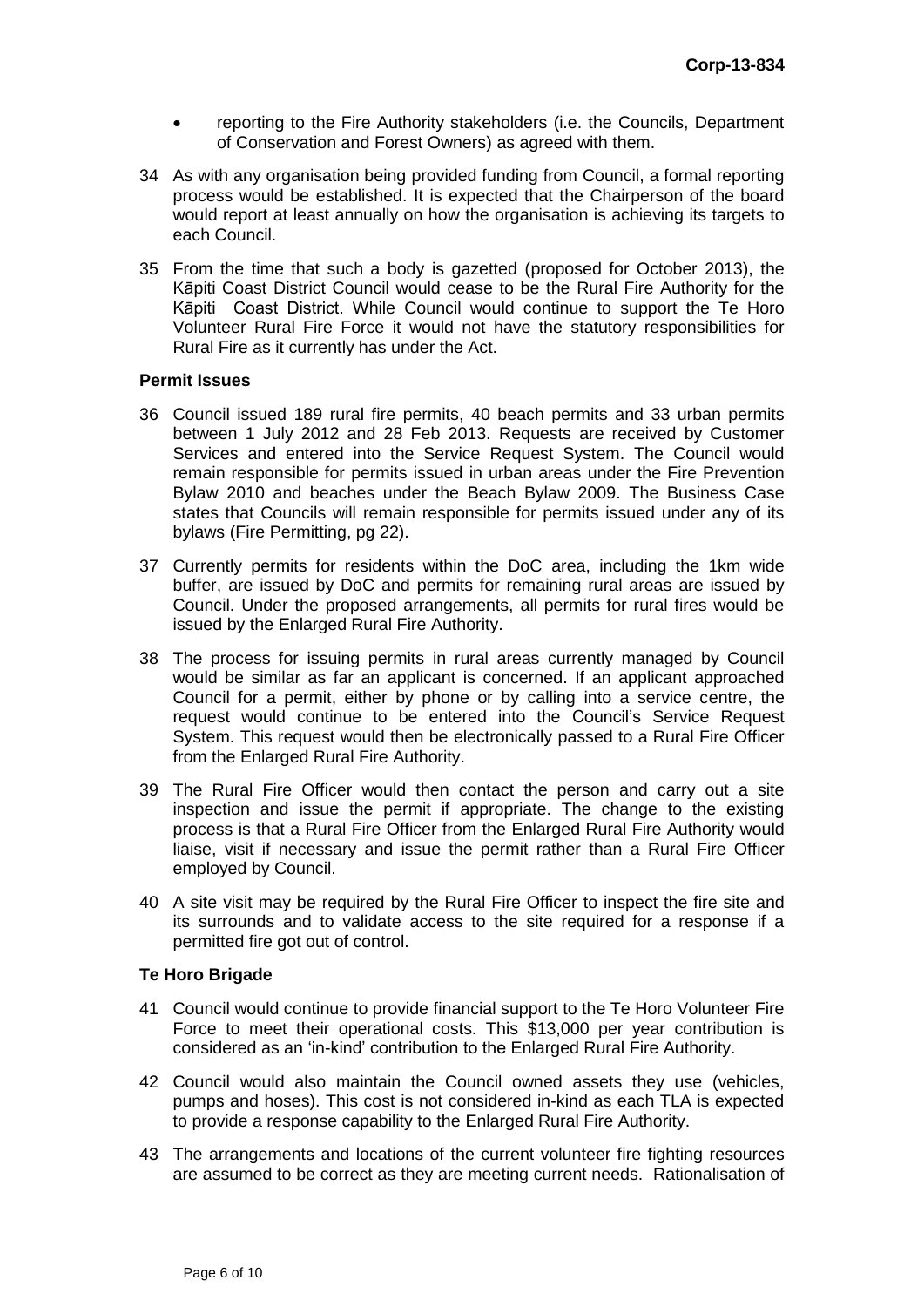- reporting to the Fire Authority stakeholders (i.e. the Councils, Department of Conservation and Forest Owners) as agreed with them.

34 As with any organisation being provided funding from Council, a formal reporting process would be established. It is expected that the Chairperson of the board would report at least annually on how the organisation is achieving its targets to each Council.

35 From the time that such a body is gazetted (proposed for October 2013), the Kāpiti Coast District Council would cease to be the Rural Fire Authority for the Kāpiti Coast District. While Council would continue to support the Te Horo Volunteer Rural Fire Force it would not have the statutory responsibilities for Rural Fire as it currently has under the Act.

**Permit Issues**

36 Council issued 189 rural fire permits, 40 beach permits and 33 urban permits between 1 July 2012 and 28 Feb 2013. Requests are received by Customer Services and entered into the Service Request System. The Council would remain responsible for permits issued in urban areas under the Fire Prevention Bylaw 2010 and beaches under the Beach Bylaw 2009. The Business Case states that Councils will remain responsible for permits issued under any of its bylaws (Fire Permitting, pg 22).

37 Currently permits for residents within the DoC area, including the 1km wide buffer, are issued by DoC and permits for remaining rural areas are issued by Council. Under the proposed arrangements, all permits for rural fires would be issued by the Enlarged Rural Fire Authority.

38 The process for issuing permits in rural areas currently managed by Council would be similar as far an applicant is concerned. If an applicant approached Council for a permit, either by phone or by calling into a service centre, the request would continue to be entered into the Council's Service Request System. This request would then be electronically passed to a Rural Fire Officer from the Enlarged Rural Fire Authority.

39 The Rural Fire Officer would then contact the person and carry out a site inspection and issue the permit if appropriate. The change to the existing process is that a Rural Fire Officer from the Enlarged Rural Fire Authority would liaise, visit if necessary and issue the permit rather than a Rural Fire Officer employed by Council.

40 A site visit may be required by the Rural Fire Officer to inspect the fire site and its surrounds and to validate access to the site required for a response if a permitted fire got out of control.

**Te Horo Brigade**

41 Council would continue to provide financial support to the Te Horo Volunteer Fire Force to meet their operational costs. This $13,000 per year contribution is considered as an 'in-kind' contribution to the Enlarged Rural Fire Authority.

42 Council would also maintain the Council owned assets they use (vehicles, pumps and hoses). This cost is not considered in-kind as each TLA is expected to provide a response capability to the Enlarged Rural Fire Authority.

43 The arrangements and locations of the current volunteer fire fighting resources are assumed to be correct as they are meeting current needs. Rationalisation of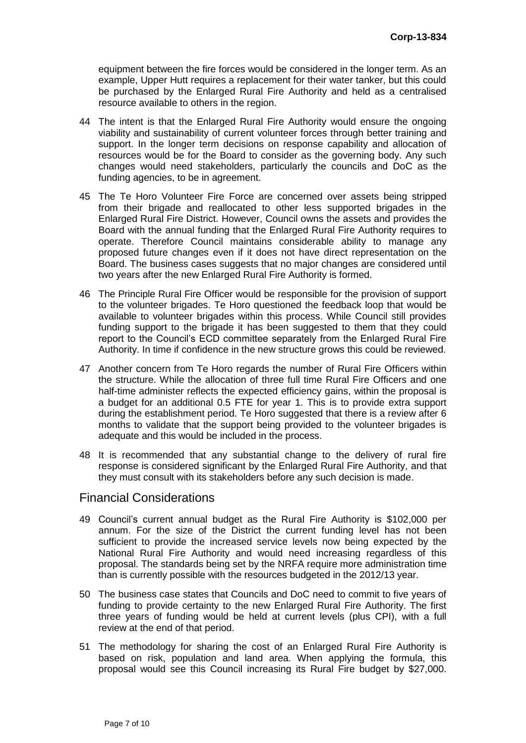equipment between the fire forces would be considered in the longer term. As an example, Upper Hutt requires a replacement for their water tanker, but this could be purchased by the Enlarged Rural Fire Authority and held as a centralised resource available to others in the region.

44 The intent is that the Enlarged Rural Fire Authority would ensure the ongoing viability and sustainability of current volunteer forces through better training and support. In the longer term decisions on response capability and allocation of resources would be for the Board to consider as the governing body. Any such changes would need stakeholders, particularly the councils and DoC as the funding agencies, to be in agreement.

45 The Te Horo Volunteer Fire Force are concerned over assets being stripped from their brigade and reallocated to other less supported brigades in the Enlarged Rural Fire District. However, Council owns the assets and provides the Board with the annual funding that the Enlarged Rural Fire Authority requires to operate. Therefore Council maintains considerable ability to manage any proposed future changes even if it does not have direct representation on the Board. The business cases suggests that no major changes are considered until two years after the new Enlarged Rural Fire Authority is formed.

46 The Principle Rural Fire Officer would be responsible for the provision of support to the volunteer brigades. Te Horo questioned the feedback loop that would be available to volunteer brigades within this process. While Council still provides funding support to the brigade it has been suggested to them that they could report to the Council's ECD committee separately from the Enlarged Rural Fire Authority. In time if confidence in the new structure grows this could be reviewed.

47 Another concern from Te Horo regards the number of Rural Fire Officers within the structure. While the allocation of three full time Rural Fire Officers and one half-time administer reflects the expected efficiency gains, within the proposal is a budget for an additional 0.5 FTE for year 1. This is to provide extra support during the establishment period. Te Horo suggested that there is a review after 6 months to validate that the support being provided to the volunteer brigades is adequate and this would be included in the process.

48 It is recommended that any substantial change to the delivery of rural fire response is considered significant by the Enlarged Rural Fire Authority, and that they must consult with its stakeholders before any such decision is made.

## Financial Considerations

49 Council's current annual budget as the Rural Fire Authority is $102,000 per annum. For the size of the District the current funding level has not been sufficient to provide the increased service levels now being expected by the National Rural Fire Authority and would need increasing regardless of this proposal. The standards being set by the NRFA require more administration time than is currently possible with the resources budgeted in the 2012/13 year.

50 The business case states that Councils and DoC need to commit to five years of funding to provide certainty to the new Enlarged Rural Fire Authority. The first three years of funding would be held at current levels (plus CPI), with a full review at the end of that period.

51 The methodology for sharing the cost of an Enlarged Rural Fire Authority is based on risk, population and land area. When applying the formula, this proposal would see this Council increasing its Rural Fire budget by $27,000.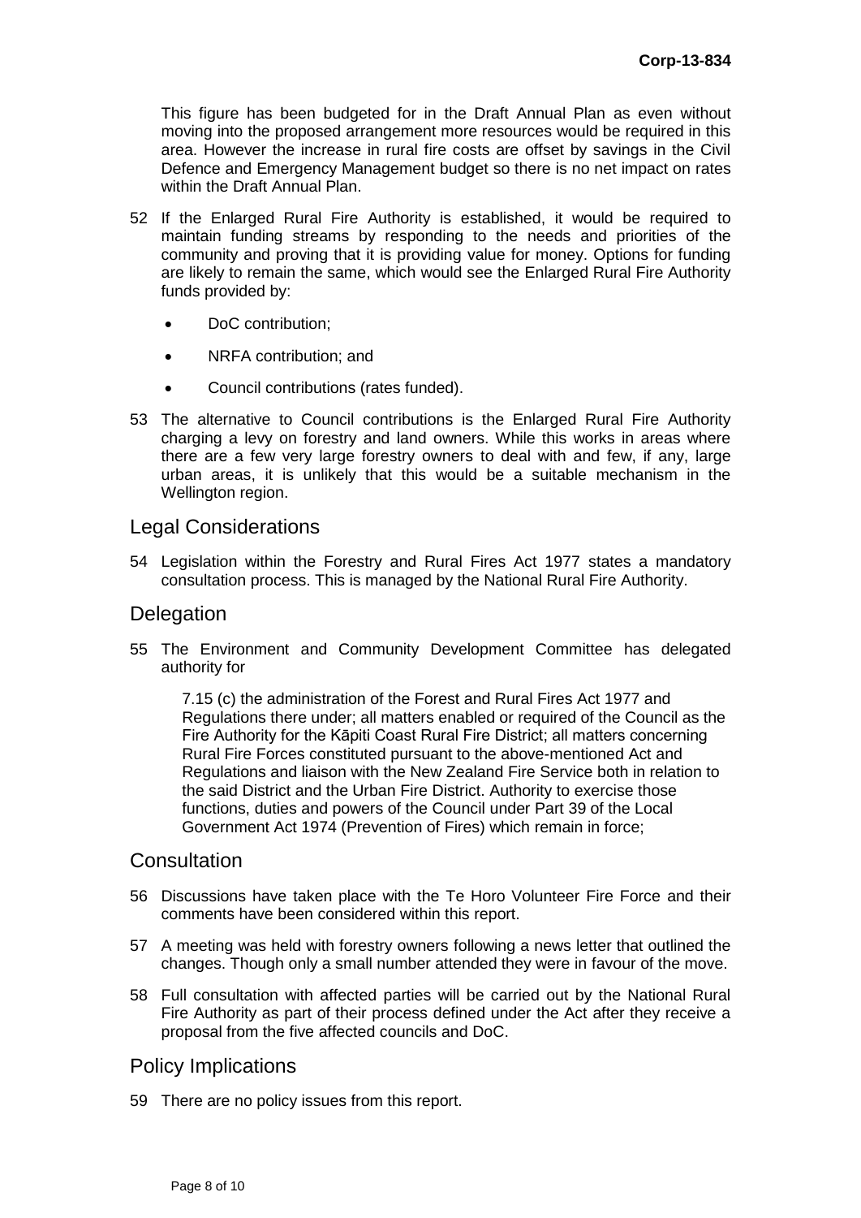This figure has been budgeted for in the Draft Annual Plan as even without moving into the proposed arrangement more resources would be required in this area. However the increase in rural fire costs are offset by savings in the Civil Defence and Emergency Management budget so there is no net impact on rates within the Draft Annual Plan.

52 If the Enlarged Rural Fire Authority is established, it would be required to maintain funding streams by responding to the needs and priorities of the community and proving that it is providing value for money. Options for funding are likely to remain the same, which would see the Enlarged Rural Fire Authority funds provided by:

- DoC contribution;
- NRFA contribution; and
- Council contributions (rates funded).

53 The alternative to Council contributions is the Enlarged Rural Fire Authority charging a levy on forestry and land owners. While this works in areas where there are a few very large forestry owners to deal with and few, if any, large urban areas, it is unlikely that this would be a suitable mechanism in the Wellington region.

## Legal Considerations

54 Legislation within the Forestry and Rural Fires Act 1977 states a mandatory consultation process. This is managed by the National Rural Fire Authority.

## Delegation

55 The Environment and Community Development Committee has delegated authority for

> 7.15 (c) the administration of the Forest and Rural Fires Act 1977 and Regulations there under; all matters enabled or required of the Council as the Fire Authority for the Kāpiti Coast Rural Fire District; all matters concerning Rural Fire Forces constituted pursuant to the above-mentioned Act and Regulations and liaison with the New Zealand Fire Service both in relation to the said District and the Urban Fire District. Authority to exercise those functions, duties and powers of the Council under Part 39 of the Local Government Act 1974 (Prevention of Fires) which remain in force;

## Consultation

56 Discussions have taken place with the Te Horo Volunteer Fire Force and their comments have been considered within this report.

57 A meeting was held with forestry owners following a news letter that outlined the changes. Though only a small number attended they were in favour of the move.

58 Full consultation with affected parties will be carried out by the National Rural Fire Authority as part of their process defined under the Act after they receive a proposal from the five affected councils and DoC.

## Policy Implications

59 There are no policy issues from this report.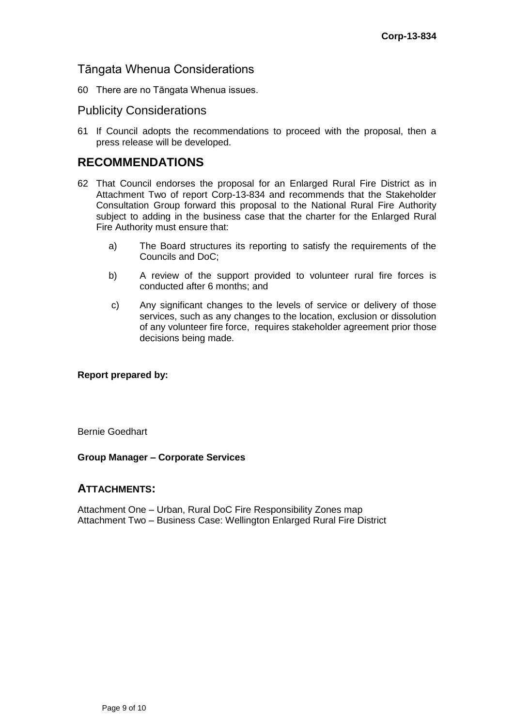## Tāngata Whenua Considerations

60 There are no Tāngata Whenua issues.

## Publicity Considerations

61 If Council adopts the recommendations to proceed with the proposal, then a press release will be developed.

# RECOMMENDATIONS

62 That Council endorses the proposal for an Enlarged Rural Fire District as in Attachment Two of report Corp-13-834 and recommends that the Stakeholder Consultation Group forward this proposal to the National Rural Fire Authority subject to adding in the business case that the charter for the Enlarged Rural Fire Authority must ensure that:

a) The Board structures its reporting to satisfy the requirements of the Councils and DoC;

b) A review of the support provided to volunteer rural fire forces is conducted after 6 months; and

c) Any significant changes to the levels of service or delivery of those services, such as any changes to the location, exclusion or dissolution of any volunteer fire force, requires stakeholder agreement prior those decisions being made.

**Report prepared by:**

Bernie Goedhart

**Group Manager – Corporate Services**

## ATTACHMENTS:

Attachment One – Urban, Rural DoC Fire Responsibility Zones map
Attachment Two – Business Case: Wellington Enlarged Rural Fire District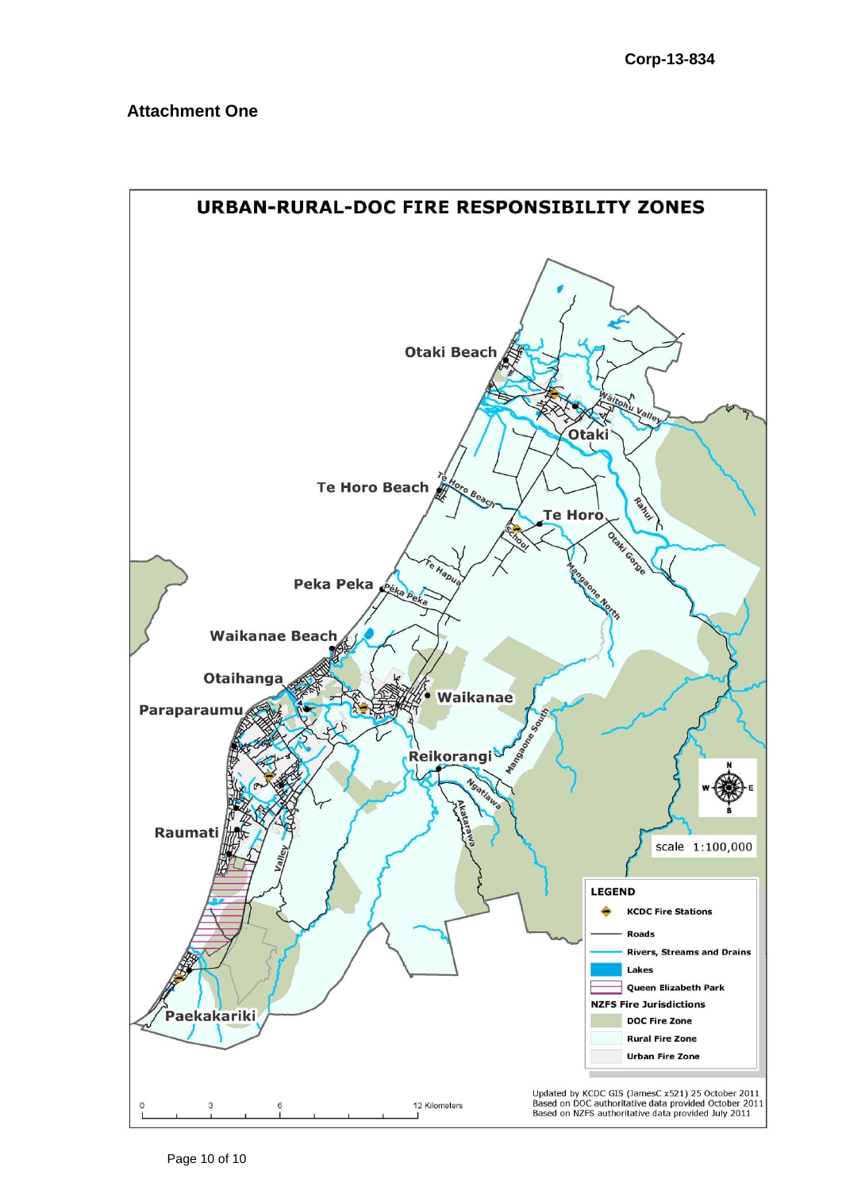**Attachment One**

URBAN-RURAL-DOC FIRE RESPONSIBILITY ZONES

Otaki Beach
Otaki
Waitohu Valley
Te Horo Beach
Te Horo
School
Rahui
Otaki Gorge
Te Hapua
Peka Peka
Mangaone North
Waikanae Beach
Otaihanga
Paraparaumu
Waikanae
Mangaone South
Reikorangi
Ngatiawa
Akatarawa
Raumati
Valley
Paekakariki

scale 1:100,000

LEGEND
KCDC Fire Stations
Roads
Rivers, Streams and Drains
Lakes
Queen Elizabeth Park
NZFS Fire Jurisdictions
DOC Fire Zone
Rural Fire Zone
Urban Fire Zone

0 3 6 12 Kilometers

Updated by KCDC GIS (JamesC x521) 25 October 2011
Based on DOC authoritative data provided October 2011
Based on NZFS authoritative data provided July 2011